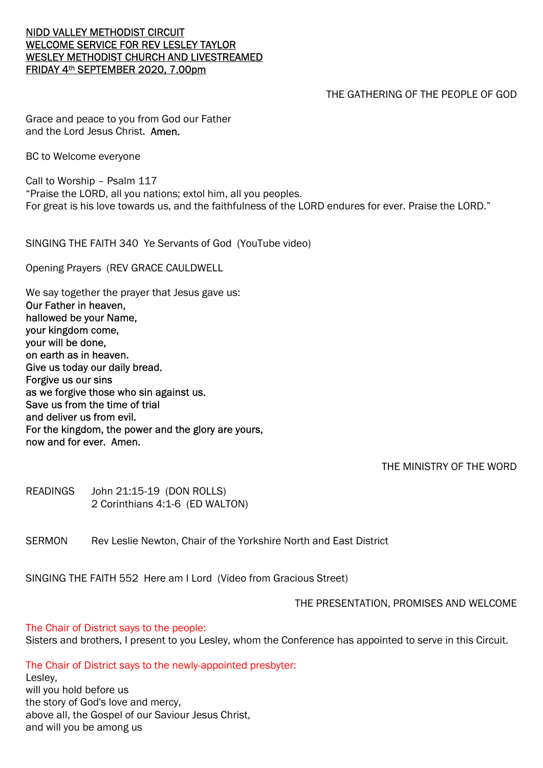NIDD VALLEY METHODIST CIRCUIT
WELCOME SERVICE FOR REV LESLEY TAYLOR
WESLEY METHODIST CHURCH AND LIVESTREAMED
FRIDAY 4th SEPTEMBER 2020, 7.00pm

THE GATHERING OF THE PEOPLE OF GOD

Grace and peace to you from God our Father
and the Lord Jesus Christ. **Amen.**

BC to Welcome everyone

Call to Worship – Psalm 117
"Praise the LORD, all you nations; extol him, all you peoples.
For great is his love towards us, and the faithfulness of the LORD endures for ever. Praise the LORD."

SINGING THE FAITH 340 Ye Servants of God (YouTube video)

Opening Prayers (REV GRACE CAULDWELL

We say together the prayer that Jesus gave us:
**Our Father in heaven,**
**hallowed be your Name,**
**your kingdom come,**
**your will be done,**
**on earth as in heaven.**
**Give us today our daily bread.**
**Forgive us our sins**
**as we forgive those who sin against us.**
**Save us from the time of trial**
**and deliver us from evil.**
**For the kingdom, the power and the glory are yours,**
**now and for ever. Amen.**

THE MINISTRY OF THE WORD

READINGS John 21:15-19 (DON ROLLS)
2 Corinthians 4:1-6 (ED WALTON)

SERMON Rev Leslie Newton, Chair of the Yorkshire North and East District

SINGING THE FAITH 552 Here am I Lord (Video from Gracious Street)

THE PRESENTATION, PROMISES AND WELCOME

*The Chair of District says to the people:*
Sisters and brothers, I present to you Lesley, whom the Conference has appointed to serve in this Circuit.

*The Chair of District says to the newly-appointed presbyter:*
Lesley,
will you hold before us
the story of God's love and mercy,
above all, the Gospel of our Saviour Jesus Christ,
and will you be among us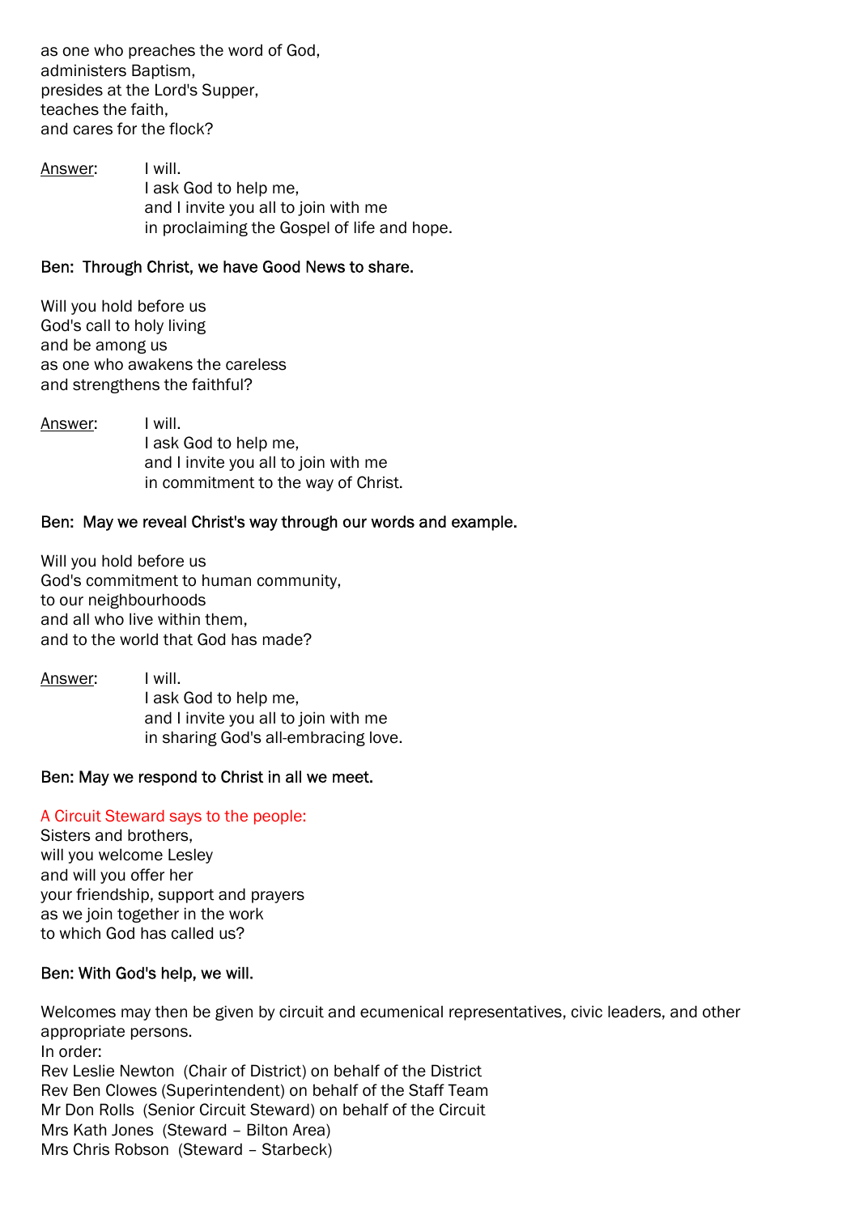as one who preaches the word of God,
administers Baptism,
presides at the Lord's Supper,
teaches the faith,
and cares for the flock?

Answer: I will.
I ask God to help me,
and I invite you all to join with me
in proclaiming the Gospel of life and hope.

Ben: Through Christ, we have Good News to share.

Will you hold before us
God's call to holy living
and be among us
as one who awakens the careless
and strengthens the faithful?

Answer: I will.
I ask God to help me,
and I invite you all to join with me
in commitment to the way of Christ.

Ben: May we reveal Christ's way through our words and example.

Will you hold before us
God's commitment to human community,
to our neighbourhoods
and all who live within them,
and to the world that God has made?

Answer: I will.
I ask God to help me,
and I invite you all to join with me
in sharing God's all-embracing love.

Ben: May we respond to Christ in all we meet.

A Circuit Steward says to the people:
Sisters and brothers,
will you welcome Lesley
and will you offer her
your friendship, support and prayers
as we join together in the work
to which God has called us?

Ben: With God's help, we will.

Welcomes may then be given by circuit and ecumenical representatives, civic leaders, and other appropriate persons.
In order:
Rev Leslie Newton (Chair of District) on behalf of the District
Rev Ben Clowes (Superintendent) on behalf of the Staff Team
Mr Don Rolls (Senior Circuit Steward) on behalf of the Circuit
Mrs Kath Jones (Steward – Bilton Area)
Mrs Chris Robson (Steward – Starbeck)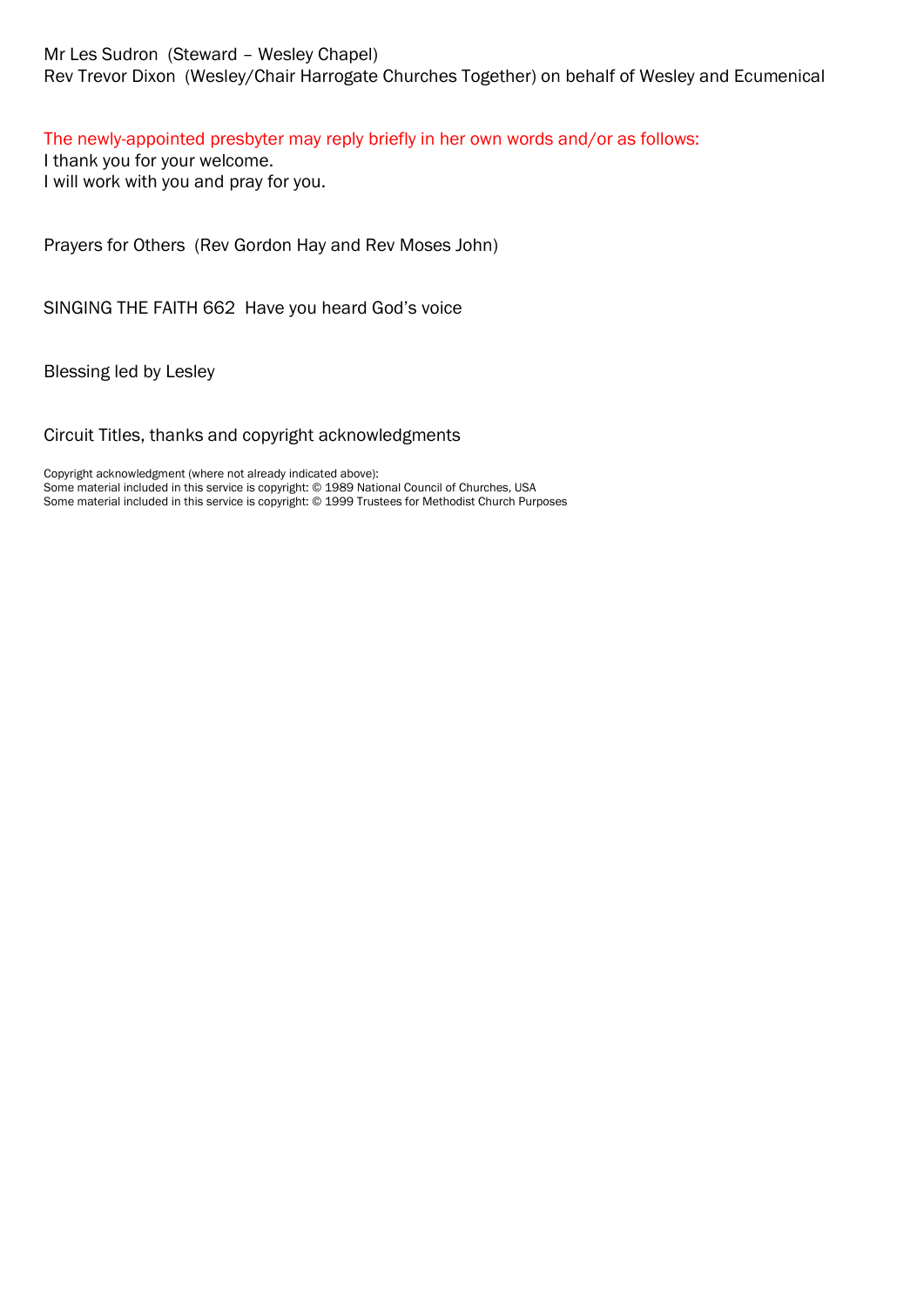Mr Les Sudron  (Steward – Wesley Chapel)
Rev Trevor Dixon  (Wesley/Chair Harrogate Churches Together) on behalf of Wesley and Ecumenical

The newly-appointed presbyter may reply briefly in her own words and/or as follows:
I thank you for your welcome.
I will work with you and pray for you.

Prayers for Others  (Rev Gordon Hay and Rev Moses John)

SINGING THE FAITH 662  Have you heard God's voice

Blessing led by Lesley

Circuit Titles, thanks and copyright acknowledgments

Copyright acknowledgment (where not already indicated above):
Some material included in this service is copyright: © 1989 National Council of Churches, USA
Some material included in this service is copyright: © 1999 Trustees for Methodist Church Purposes